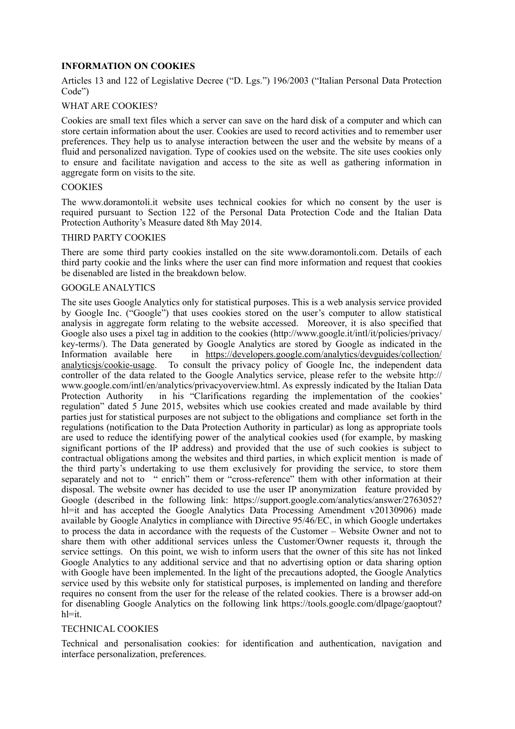**INFORMATION ON COOKIES**

Articles 13 and 122 of Legislative Decree ("D. Lgs.") 196/2003 ("Italian Personal Data Protection Code")

WHAT ARE COOKIES?

Cookies are small text files which a server can save on the hard disk of a computer and which can store certain information about the user. Cookies are used to record activities and to remember user preferences. They help us to analyse interaction between the user and the website by means of a fluid and personalized navigation. Type of cookies used on the website. The site uses cookies only to ensure and facilitate navigation and access to the site as well as gathering information in aggregate form on visits to the site.

COOKIES

The www.doramontoli.it website uses technical cookies for which no consent by the user is required pursuant to Section 122 of the Personal Data Protection Code and the Italian Data Protection Authority's Measure dated 8th May 2014.

THIRD PARTY COOKIES

There are some third party cookies installed on the site www.doramontoli.com. Details of each third party cookie and the links where the user can find more information and request that cookies be disenabled are listed in the breakdown below.

GOOGLE ANALYTICS

The site uses Google Analytics only for statistical purposes. This is a web analysis service provided by Google Inc. ("Google") that uses cookies stored on the user's computer to allow statistical analysis in aggregate form relating to the website accessed. Moreover, it is also specified that Google also uses a pixel tag in addition to the cookies (http://www.google.it/intl/it/policies/privacy/key-terms/). The Data generated by Google Analytics are stored by Google as indicated in the Information available here in https://developers.google.com/analytics/devguides/collection/analyticsjs/cookie-usage. To consult the privacy policy of Google Inc, the independent data controller of the data related to the Google Analytics service, please refer to the website http://www.google.com/intl/en/analytics/privacyoverview.html. As expressly indicated by the Italian Data Protection Authority in his "Clarifications regarding the implementation of the cookies' regulation" dated 5 June 2015, websites which use cookies created and made available by third parties just for statistical purposes are not subject to the obligations and compliance set forth in the regulations (notification to the Data Protection Authority in particular) as long as appropriate tools are used to reduce the identifying power of the analytical cookies used (for example, by masking significant portions of the IP address) and provided that the use of such cookies is subject to contractual obligations among the websites and third parties, in which explicit mention is made of the third party's undertaking to use them exclusively for providing the service, to store them separately and not to " enrich" them or "cross-reference" them with other information at their disposal. The website owner has decided to use the user IP anonymization feature provided by Google (described in the following link: https://support.google.com/analytics/answer/2763052?hl=it and has accepted the Google Analytics Data Processing Amendment v20130906) made available by Google Analytics in compliance with Directive 95/46/EC, in which Google undertakes to process the data in accordance with the requests of the Customer – Website Owner and not to share them with other additional services unless the Customer/Owner requests it, through the service settings. On this point, we wish to inform users that the owner of this site has not linked Google Analytics to any additional service and that no advertising option or data sharing option with Google have been implemented. In the light of the precautions adopted, the Google Analytics service used by this website only for statistical purposes, is implemented on landing and therefore requires no consent from the user for the release of the related cookies. There is a browser add-on for disenabling Google Analytics on the following link https://tools.google.com/dlpage/gaoptout?hl=it.

TECHNICAL COOKIES

Technical and personalisation cookies: for identification and authentication, navigation and interface personalization, preferences.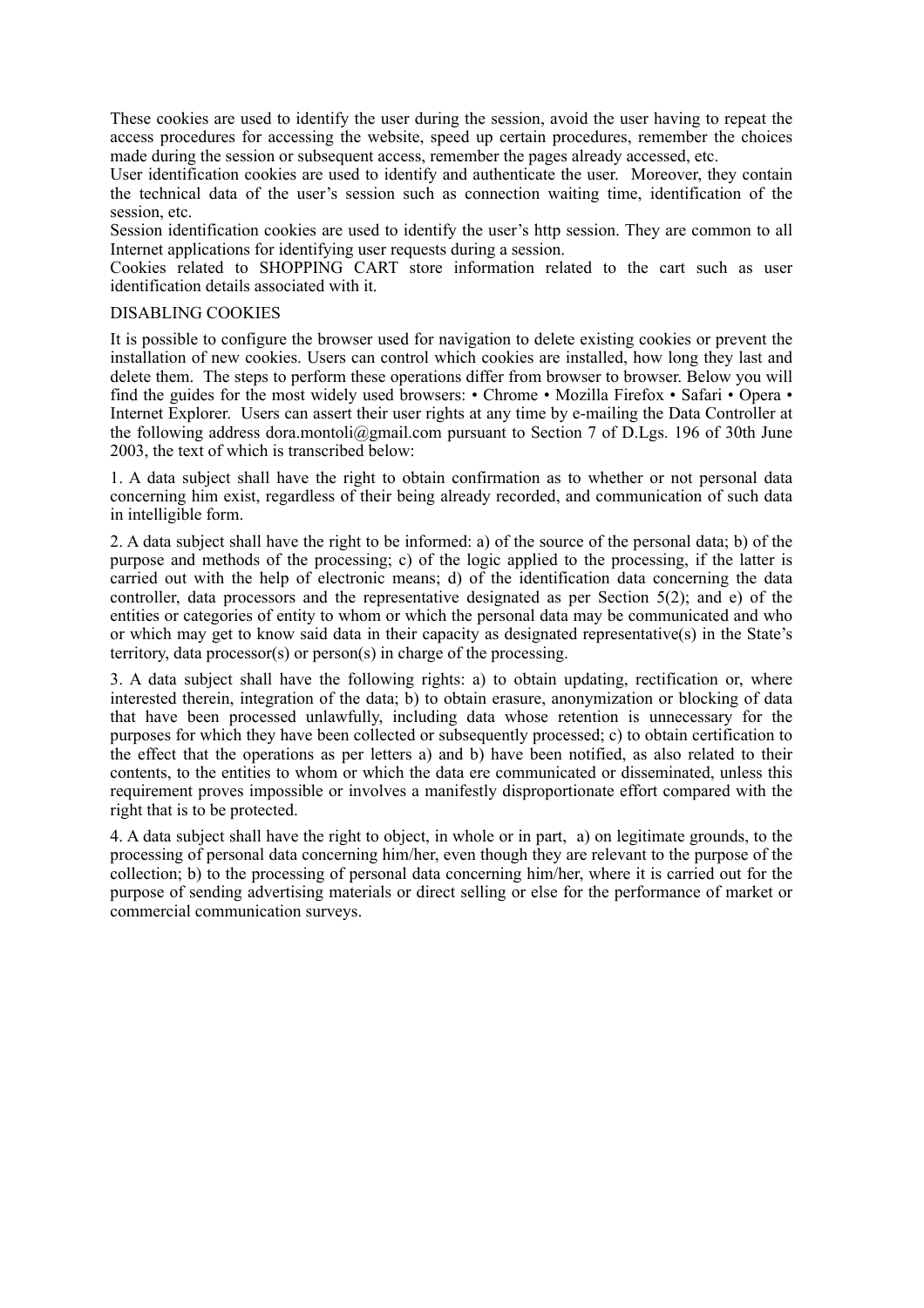These cookies are used to identify the user during the session, avoid the user having to repeat the access procedures for accessing the website, speed up certain procedures, remember the choices made during the session or subsequent access, remember the pages already accessed, etc.

User identification cookies are used to identify and authenticate the user. Moreover, they contain the technical data of the user's session such as connection waiting time, identification of the session, etc.

Session identification cookies are used to identify the user's http session. They are common to all Internet applications for identifying user requests during a session.

Cookies related to SHOPPING CART store information related to the cart such as user identification details associated with it.

DISABLING COOKIES

It is possible to configure the browser used for navigation to delete existing cookies or prevent the installation of new cookies. Users can control which cookies are installed, how long they last and delete them. The steps to perform these operations differ from browser to browser. Below you will find the guides for the most widely used browsers: • Chrome • Mozilla Firefox • Safari • Opera • Internet Explorer. Users can assert their user rights at any time by e-mailing the Data Controller at the following address dora.montoli@gmail.com pursuant to Section 7 of D.Lgs. 196 of 30th June 2003, the text of which is transcribed below:

1. A data subject shall have the right to obtain confirmation as to whether or not personal data concerning him exist, regardless of their being already recorded, and communication of such data in intelligible form.

2. A data subject shall have the right to be informed: a) of the source of the personal data; b) of the purpose and methods of the processing; c) of the logic applied to the processing, if the latter is carried out with the help of electronic means; d) of the identification data concerning the data controller, data processors and the representative designated as per Section 5(2); and e) of the entities or categories of entity to whom or which the personal data may be communicated and who or which may get to know said data in their capacity as designated representative(s) in the State's territory, data processor(s) or person(s) in charge of the processing.

3. A data subject shall have the following rights: a) to obtain updating, rectification or, where interested therein, integration of the data; b) to obtain erasure, anonymization or blocking of data that have been processed unlawfully, including data whose retention is unnecessary for the purposes for which they have been collected or subsequently processed; c) to obtain certification to the effect that the operations as per letters a) and b) have been notified, as also related to their contents, to the entities to whom or which the data ere communicated or disseminated, unless this requirement proves impossible or involves a manifestly disproportionate effort compared with the right that is to be protected.

4. A data subject shall have the right to object, in whole or in part, a) on legitimate grounds, to the processing of personal data concerning him/her, even though they are relevant to the purpose of the collection; b) to the processing of personal data concerning him/her, where it is carried out for the purpose of sending advertising materials or direct selling or else for the performance of market or commercial communication surveys.